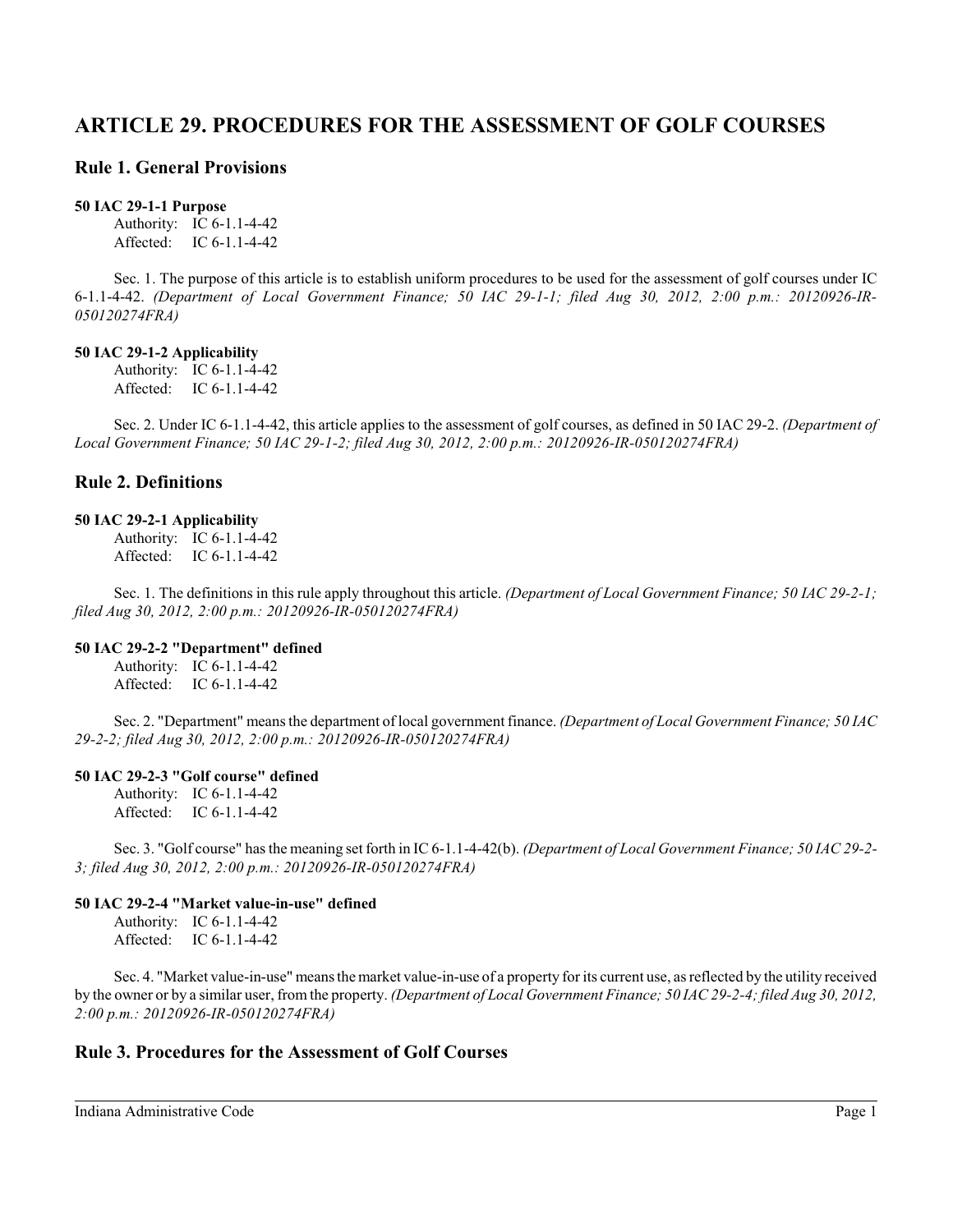# ARTICLE 29. PROCEDURES FOR THE ASSESSMENT OF GOLF COURSES

## Rule 1. General Provisions

**50 IAC 29-1-1 Purpose**

Authority: IC 6-1.1-4-42
Affected: IC 6-1.1-4-42

Sec. 1. The purpose of this article is to establish uniform procedures to be used for the assessment of golf courses under IC 6-1.1-4-42. *(Department of Local Government Finance; 50 IAC 29-1-1; filed Aug 30, 2012, 2:00 p.m.: 20120926-IR-050120274FRA)*

**50 IAC 29-1-2 Applicability**

Authority: IC 6-1.1-4-42
Affected: IC 6-1.1-4-42

Sec. 2. Under IC 6-1.1-4-42, this article applies to the assessment of golf courses, as defined in 50 IAC 29-2. *(Department of Local Government Finance; 50 IAC 29-1-2; filed Aug 30, 2012, 2:00 p.m.: 20120926-IR-050120274FRA)*

## Rule 2. Definitions

**50 IAC 29-2-1 Applicability**

Authority: IC 6-1.1-4-42
Affected: IC 6-1.1-4-42

Sec. 1. The definitions in this rule apply throughout this article. *(Department of Local Government Finance; 50 IAC 29-2-1; filed Aug 30, 2012, 2:00 p.m.: 20120926-IR-050120274FRA)*

**50 IAC 29-2-2 "Department" defined**

Authority: IC 6-1.1-4-42
Affected: IC 6-1.1-4-42

Sec. 2. "Department" means the department of local government finance. *(Department of Local Government Finance; 50 IAC 29-2-2; filed Aug 30, 2012, 2:00 p.m.: 20120926-IR-050120274FRA)*

**50 IAC 29-2-3 "Golf course" defined**

Authority: IC 6-1.1-4-42
Affected: IC 6-1.1-4-42

Sec. 3. "Golf course" has the meaning set forth in IC 6-1.1-4-42(b). *(Department of Local Government Finance; 50 IAC 29-2-3; filed Aug 30, 2012, 2:00 p.m.: 20120926-IR-050120274FRA)*

**50 IAC 29-2-4 "Market value-in-use" defined**

Authority: IC 6-1.1-4-42
Affected: IC 6-1.1-4-42

Sec. 4. "Market value-in-use" means the market value-in-use of a property for its current use, as reflected by the utility received by the owner or by a similar user, from the property. *(Department of Local Government Finance; 50 IAC 29-2-4; filed Aug 30, 2012, 2:00 p.m.: 20120926-IR-050120274FRA)*

## Rule 3. Procedures for the Assessment of Golf Courses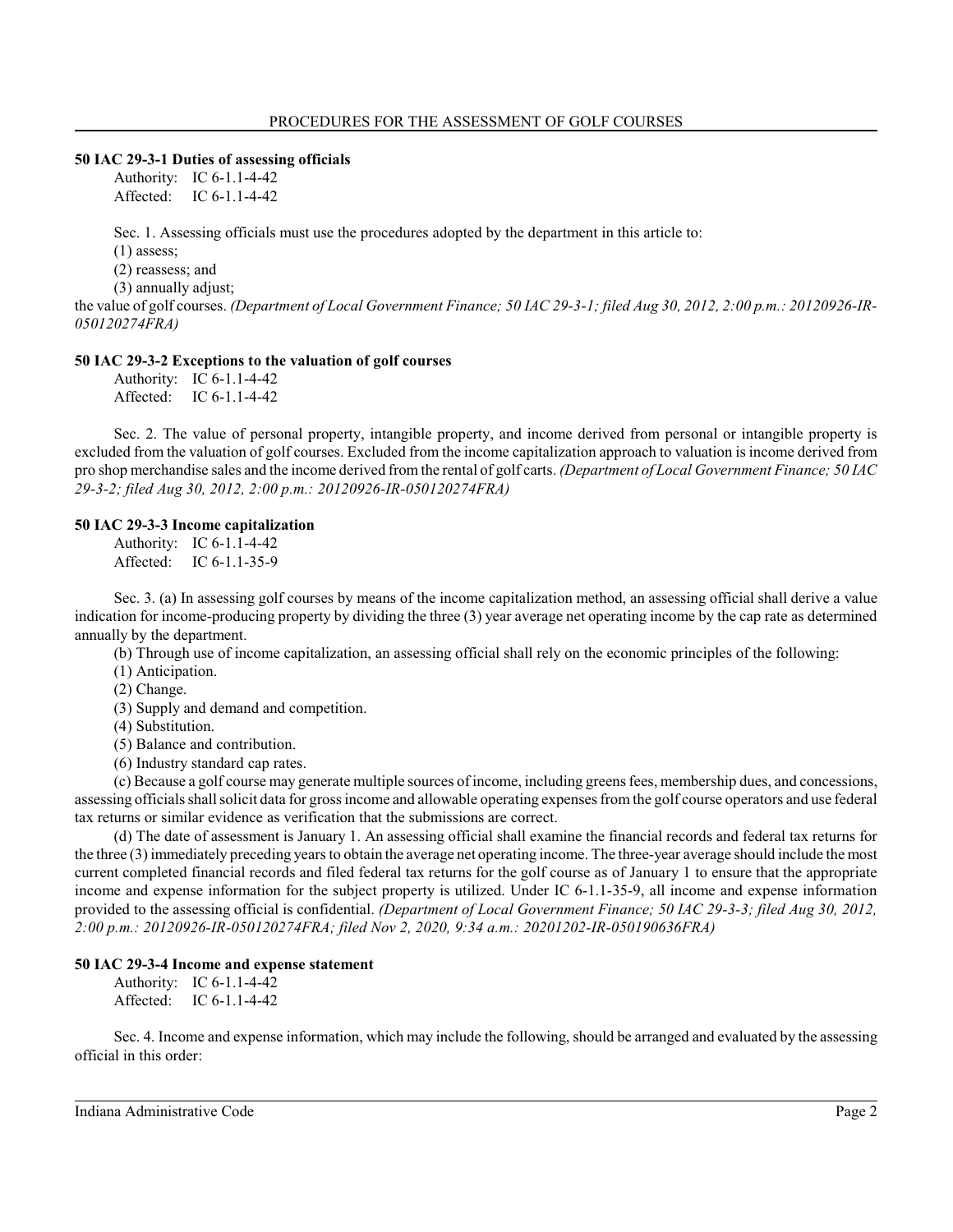### 50 IAC 29-3-1 Duties of assessing officials

Authority: IC 6-1.1-4-42
Affected: IC 6-1.1-4-42

Sec. 1. Assessing officials must use the procedures adopted by the department in this article to:
(1) assess;
(2) reassess; and
(3) annually adjust;
the value of golf courses. *(Department of Local Government Finance; 50 IAC 29-3-1; filed Aug 30, 2012, 2:00 p.m.: 20120926-IR-050120274FRA)*

### 50 IAC 29-3-2 Exceptions to the valuation of golf courses

Authority: IC 6-1.1-4-42
Affected: IC 6-1.1-4-42

Sec. 2. The value of personal property, intangible property, and income derived from personal or intangible property is excluded from the valuation of golf courses. Excluded from the income capitalization approach to valuation is income derived from pro shop merchandise sales and the income derived from the rental of golf carts. *(Department of Local Government Finance; 50 IAC 29-3-2; filed Aug 30, 2012, 2:00 p.m.: 20120926-IR-050120274FRA)*

### 50 IAC 29-3-3 Income capitalization

Authority: IC 6-1.1-4-42
Affected: IC 6-1.1-35-9

Sec. 3. (a) In assessing golf courses by means of the income capitalization method, an assessing official shall derive a value indication for income-producing property by dividing the three (3) year average net operating income by the cap rate as determined annually by the department.

(b) Through use of income capitalization, an assessing official shall rely on the economic principles of the following:
(1) Anticipation.
(2) Change.
(3) Supply and demand and competition.
(4) Substitution.
(5) Balance and contribution.
(6) Industry standard cap rates.

(c) Because a golf course may generate multiple sources of income, including greens fees, membership dues, and concessions, assessing officials shall solicit data for gross income and allowable operating expenses from the golf course operators and use federal tax returns or similar evidence as verification that the submissions are correct.

(d) The date of assessment is January 1. An assessing official shall examine the financial records and federal tax returns for the three (3) immediately preceding years to obtain the average net operating income. The three-year average should include the most current completed financial records and filed federal tax returns for the golf course as of January 1 to ensure that the appropriate income and expense information for the subject property is utilized. Under IC 6-1.1-35-9, all income and expense information provided to the assessing official is confidential. *(Department of Local Government Finance; 50 IAC 29-3-3; filed Aug 30, 2012, 2:00 p.m.: 20120926-IR-050120274FRA; filed Nov 2, 2020, 9:34 a.m.: 20201202-IR-050190636FRA)*

### 50 IAC 29-3-4 Income and expense statement

Authority: IC 6-1.1-4-42
Affected: IC 6-1.1-4-42

Sec. 4. Income and expense information, which may include the following, should be arranged and evaluated by the assessing official in this order: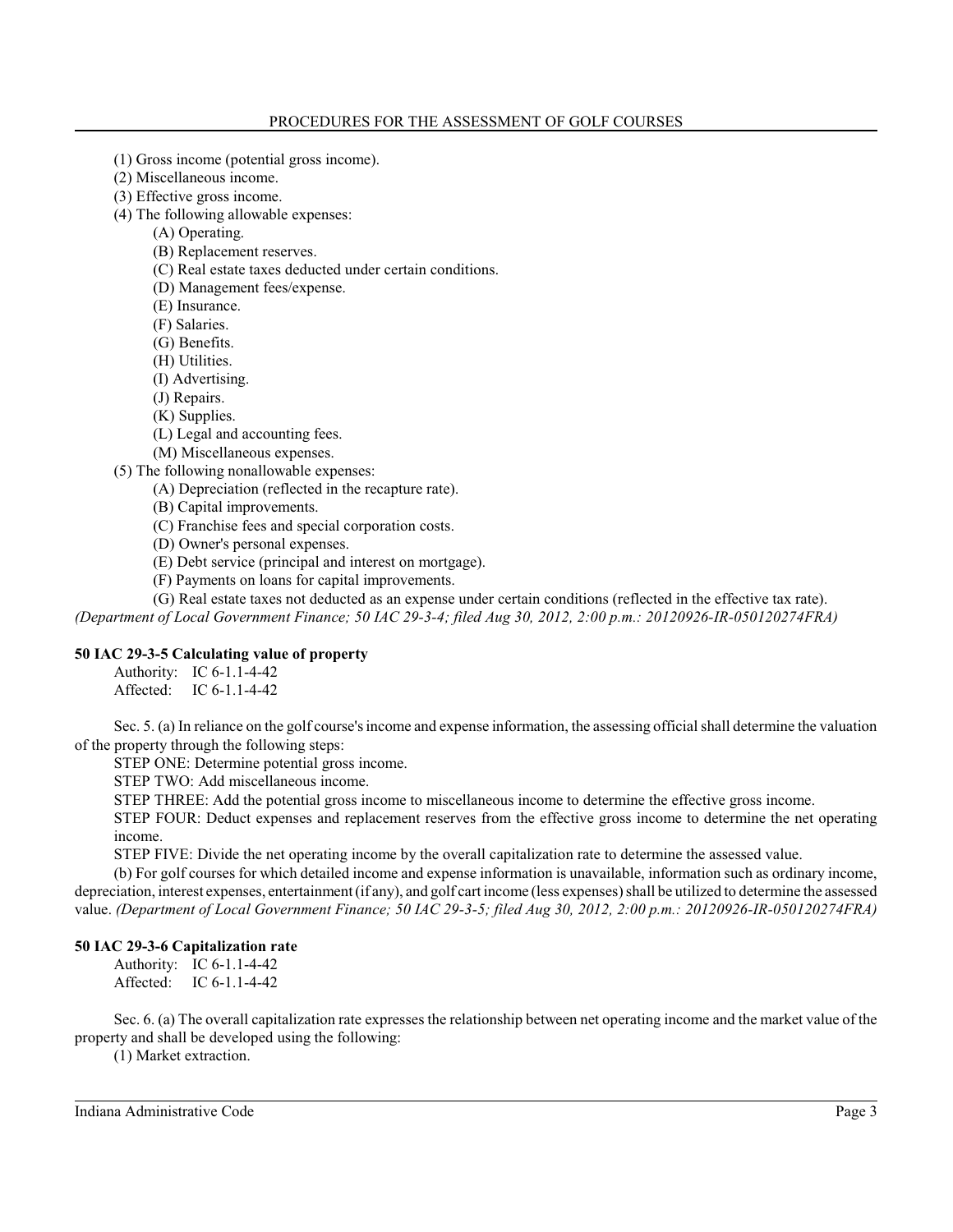(1) Gross income (potential gross income).

(2) Miscellaneous income.

(3) Effective gross income.

(4) The following allowable expenses:

   (A) Operating.

   (B) Replacement reserves.

   (C) Real estate taxes deducted under certain conditions.

   (D) Management fees/expense.

   (E) Insurance.

   (F) Salaries.

   (G) Benefits.

   (H) Utilities.

   (I) Advertising.

   (J) Repairs.

   (K) Supplies.

   (L) Legal and accounting fees.

   (M) Miscellaneous expenses.

(5) The following nonallowable expenses:

   (A) Depreciation (reflected in the recapture rate).

   (B) Capital improvements.

   (C) Franchise fees and special corporation costs.

   (D) Owner's personal expenses.

   (E) Debt service (principal and interest on mortgage).

   (F) Payments on loans for capital improvements.

   (G) Real estate taxes not deducted as an expense under certain conditions (reflected in the effective tax rate).

*(Department of Local Government Finance; 50 IAC 29-3-4; filed Aug 30, 2012, 2:00 p.m.: 20120926-IR-050120274FRA)*

**50 IAC 29-3-5 Calculating value of property**

Authority: IC 6-1.1-4-42
Affected: IC 6-1.1-4-42

Sec. 5. (a) In reliance on the golf course's income and expense information, the assessing official shall determine the valuation of the property through the following steps:

STEP ONE: Determine potential gross income.

STEP TWO: Add miscellaneous income.

STEP THREE: Add the potential gross income to miscellaneous income to determine the effective gross income.

STEP FOUR: Deduct expenses and replacement reserves from the effective gross income to determine the net operating income.

STEP FIVE: Divide the net operating income by the overall capitalization rate to determine the assessed value.

(b) For golf courses for which detailed income and expense information is unavailable, information such as ordinary income, depreciation, interest expenses, entertainment (if any), and golf cart income (less expenses) shall be utilized to determine the assessed value. *(Department of Local Government Finance; 50 IAC 29-3-5; filed Aug 30, 2012, 2:00 p.m.: 20120926-IR-050120274FRA)*

**50 IAC 29-3-6 Capitalization rate**

Authority: IC 6-1.1-4-42
Affected: IC 6-1.1-4-42

Sec. 6. (a) The overall capitalization rate expresses the relationship between net operating income and the market value of the property and shall be developed using the following:

(1) Market extraction.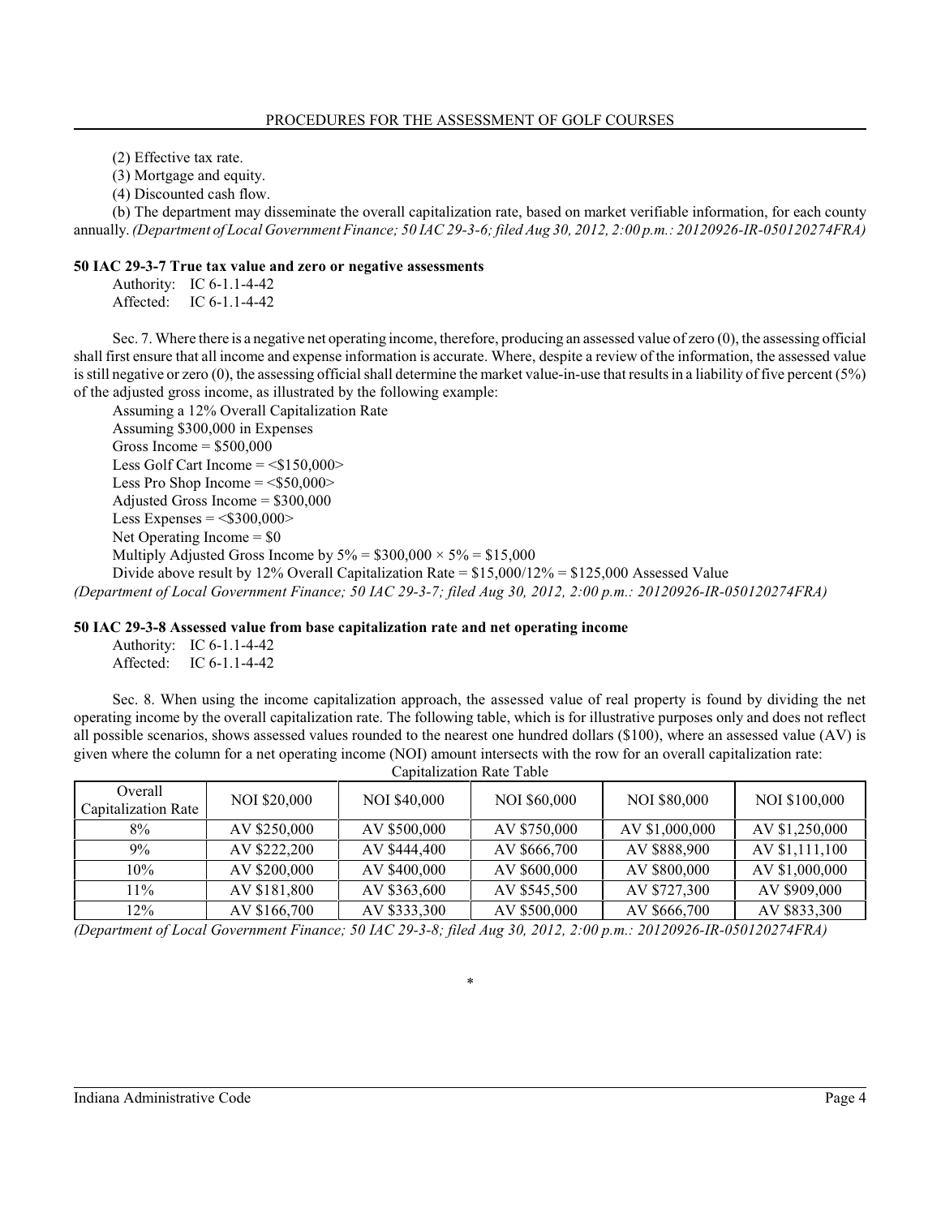(2) Effective tax rate.

(3) Mortgage and equity.

(4) Discounted cash flow.

(b) The department may disseminate the overall capitalization rate, based on market verifiable information, for each county annually. *(Department of Local Government Finance; 50 IAC 29-3-6; filed Aug 30, 2012, 2:00 p.m.: 20120926-IR-050120274FRA)*

**50 IAC 29-3-7 True tax value and zero or negative assessments**

Authority: IC 6-1.1-4-42
Affected: IC 6-1.1-4-42

Sec. 7. Where there is a negative net operating income, therefore, producing an assessed value of zero (0), the assessing official shall first ensure that all income and expense information is accurate. Where, despite a review of the information, the assessed value is still negative or zero (0), the assessing official shall determine the market value-in-use that results in a liability of five percent (5%) of the adjusted gross income, as illustrated by the following example:

Assuming a 12% Overall Capitalization Rate
Assuming \$300,000 in Expenses
Gross Income = \$500,000
Less Golf Cart Income = <\$150,000>
Less Pro Shop Income = <\$50,000>
Adjusted Gross Income = \$300,000
Less Expenses = <\$300,000>
Net Operating Income = \$0
Multiply Adjusted Gross Income by 5% = \$300,000 × 5% = \$15,000
Divide above result by 12% Overall Capitalization Rate = \$15,000/12% = \$125,000 Assessed Value

*(Department of Local Government Finance; 50 IAC 29-3-7; filed Aug 30, 2012, 2:00 p.m.: 20120926-IR-050120274FRA)*

**50 IAC 29-3-8 Assessed value from base capitalization rate and net operating income**

Authority: IC 6-1.1-4-42
Affected: IC 6-1.1-4-42

Sec. 8. When using the income capitalization approach, the assessed value of real property is found by dividing the net operating income by the overall capitalization rate. The following table, which is for illustrative purposes only and does not reflect all possible scenarios, shows assessed values rounded to the nearest one hundred dollars (\$100), where an assessed value (AV) is given where the column for a net operating income (NOI) amount intersects with the row for an overall capitalization rate:

Capitalization Rate Table

| Overall Capitalization Rate | NOI \$20,000 | NOI \$40,000 | NOI \$60,000 | NOI \$80,000 | NOI \$100,000 |
|---|---|---|---|---|---|
| 8% | AV \$250,000 | AV \$500,000 | AV \$750,000 | AV \$1,000,000 | AV \$1,250,000 |
| 9% | AV \$222,200 | AV \$444,400 | AV \$666,700 | AV \$888,900 | AV \$1,111,100 |
| 10% | AV \$200,000 | AV \$400,000 | AV \$600,000 | AV \$800,000 | AV \$1,000,000 |
| 11% | AV \$181,800 | AV \$363,600 | AV \$545,500 | AV \$727,300 | AV \$909,000 |
| 12% | AV \$166,700 | AV \$333,300 | AV \$500,000 | AV \$666,700 | AV \$833,300 |

*(Department of Local Government Finance; 50 IAC 29-3-8; filed Aug 30, 2012, 2:00 p.m.: 20120926-IR-050120274FRA)*

*